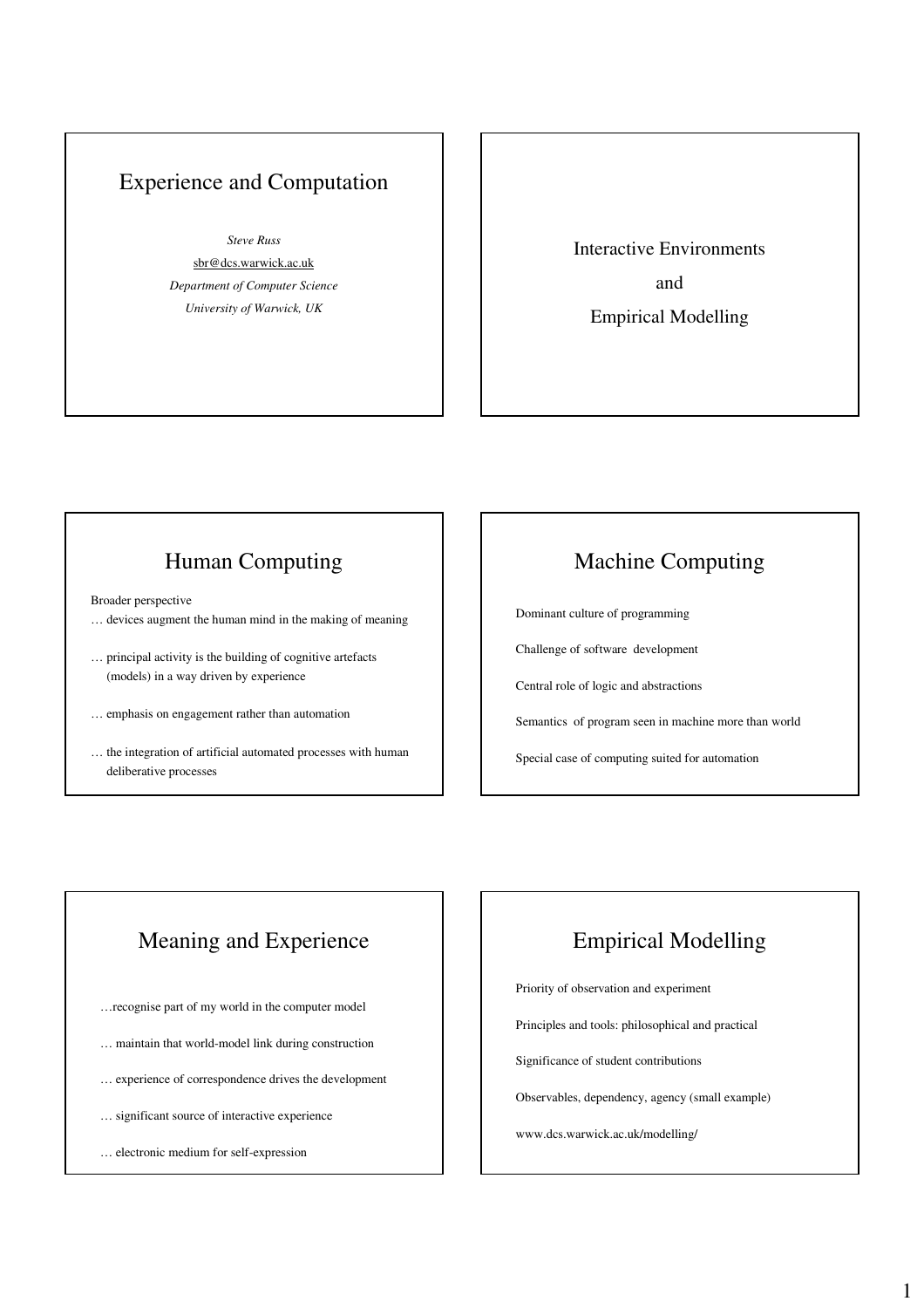# Experience and Computation

*Steve Russ*

sbr@dcs.warwick.ac.uk

*Department of Computer Science*

*University of Warwick, UK*

## Interactive Environments and Empirical Modelling

## Human Computing

Broader perspective

… devices augment the human mind in the making of meaning

… principal activity is the building of cognitive artefacts (models) in a way driven by experience

… emphasis on engagement rather than automation

… the integration of artificial automated processes with human deliberative processes

## Machine Computing

Dominant culture of programming

Challenge of software development

Central role of logic and abstractions

Semantics of program seen in machine more than world

Special case of computing suited for automation

## Meaning and Experience

…recognise part of my world in the computer model

… maintain that world-model link during construction

… experience of correspondence drives the development

… significant source of interactive experience

… electronic medium for self-expression

## Empirical Modelling

Priority of observation and experiment

Principles and tools: philosophical and practical

Significance of student contributions

Observables, dependency, agency (small example)

www.dcs.warwick.ac.uk/modelling/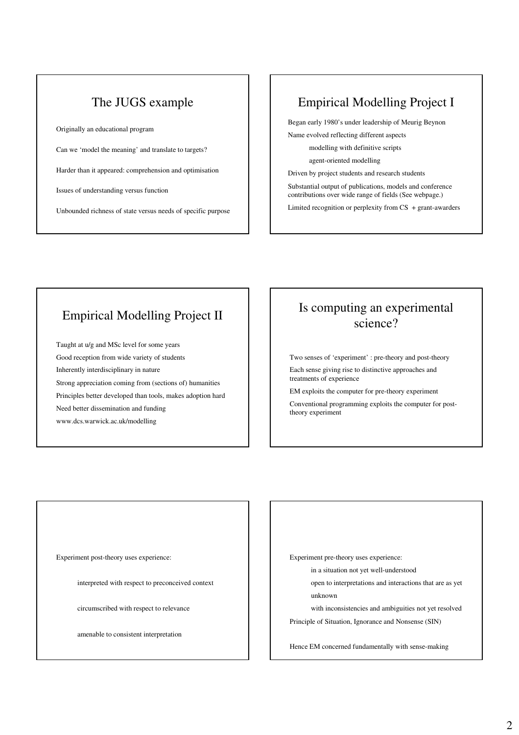## The JUGS example

Originally an educational program

Can we 'model the meaning' and translate to targets?

Harder than it appeared: comprehension and optimisation

Issues of understanding versus function

Unbounded richness of state versus needs of specific purpose

## Empirical Modelling Project I

Began early 1980's under leadership of Meurig Beynon

Name evolved reflecting different aspects

- modelling with definitive scripts
- agent-oriented modelling

Driven by project students and research students

Substantial output of publications, models and conference contributions over wide range of fields (See webpage.)

Limited recognition or perplexity from CS + grant-awarders

## Empirical Modelling Project II

Taught at u/g and MSc level for some years

Good reception from wide variety of students

Inherently interdisciplinary in nature

Strong appreciation coming from (sections of) humanities

Principles better developed than tools, makes adoption hard

Need better dissemination and funding

www.dcs.warwick.ac.uk/modelling

## Is computing an experimental science?

Two senses of 'experiment' : pre-theory and post-theory

Each sense giving rise to distinctive approaches and treatments of experience

EM exploits the computer for pre-theory experiment

Conventional programming exploits the computer for post-theory experiment

---

Experiment post-theory uses experience:

- interpreted with respect to preconceived context
- circumscribed with respect to relevance
- amenable to consistent interpretation

---

Experiment pre-theory uses experience:

- in a situation not yet well-understood
- open to interpretations and interactions that are as yet unknown
- with inconsistencies and ambiguities not yet resolved

Principle of Situation, Ignorance and Nonsense (SIN)

Hence EM concerned fundamentally with sense-making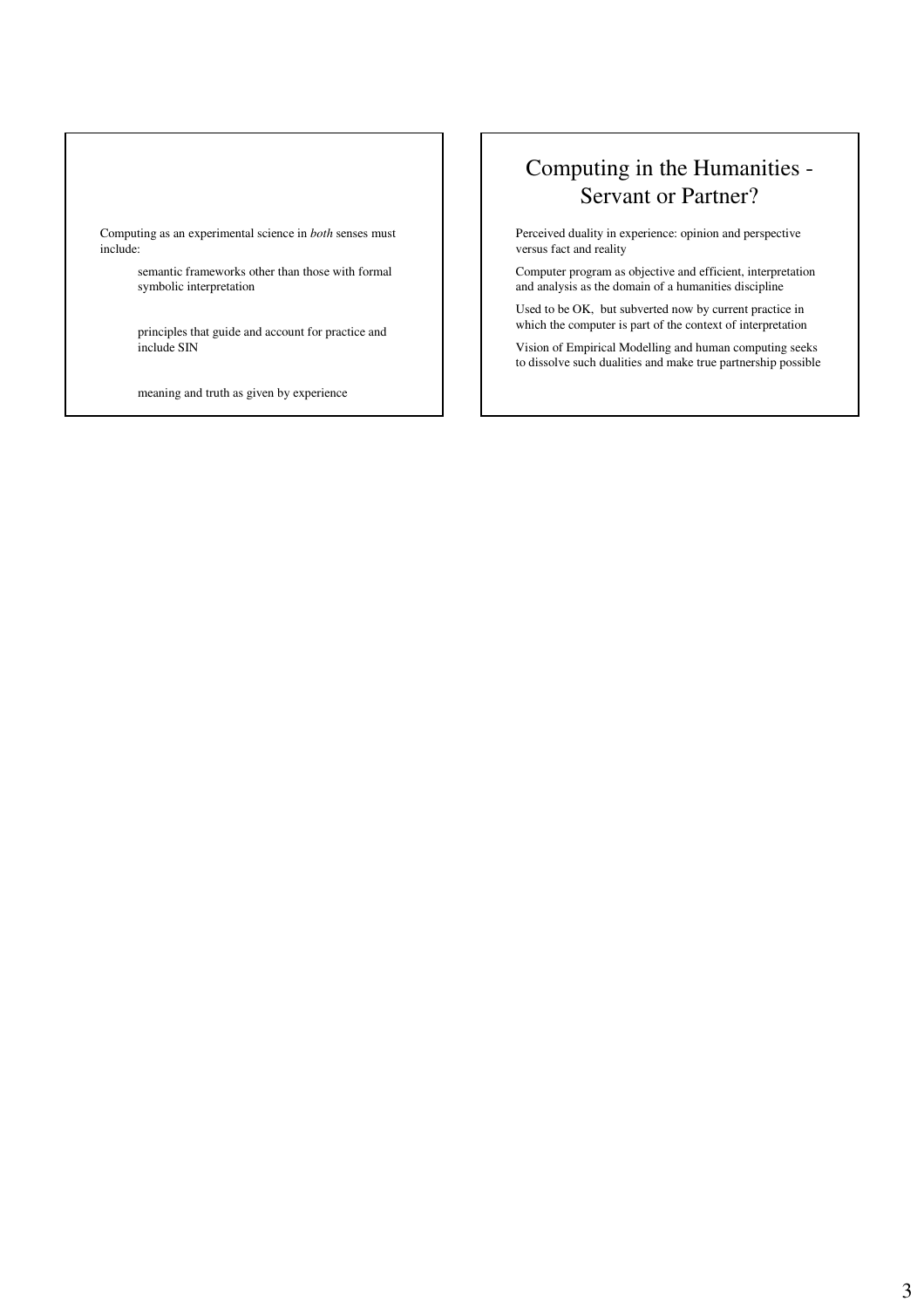Computing as an experimental science in *both* senses must include:

- semantic frameworks other than those with formal symbolic interpretation
- principles that guide and account for practice and include SIN
- meaning and truth as given by experience

## Computing in the Humanities - Servant or Partner?

Perceived duality in experience: opinion and perspective versus fact and reality

Computer program as objective and efficient, interpretation and analysis as the domain of a humanities discipline

Used to be OK, but subverted now by current practice in which the computer is part of the context of interpretation

Vision of Empirical Modelling and human computing seeks to dissolve such dualities and make true partnership possible